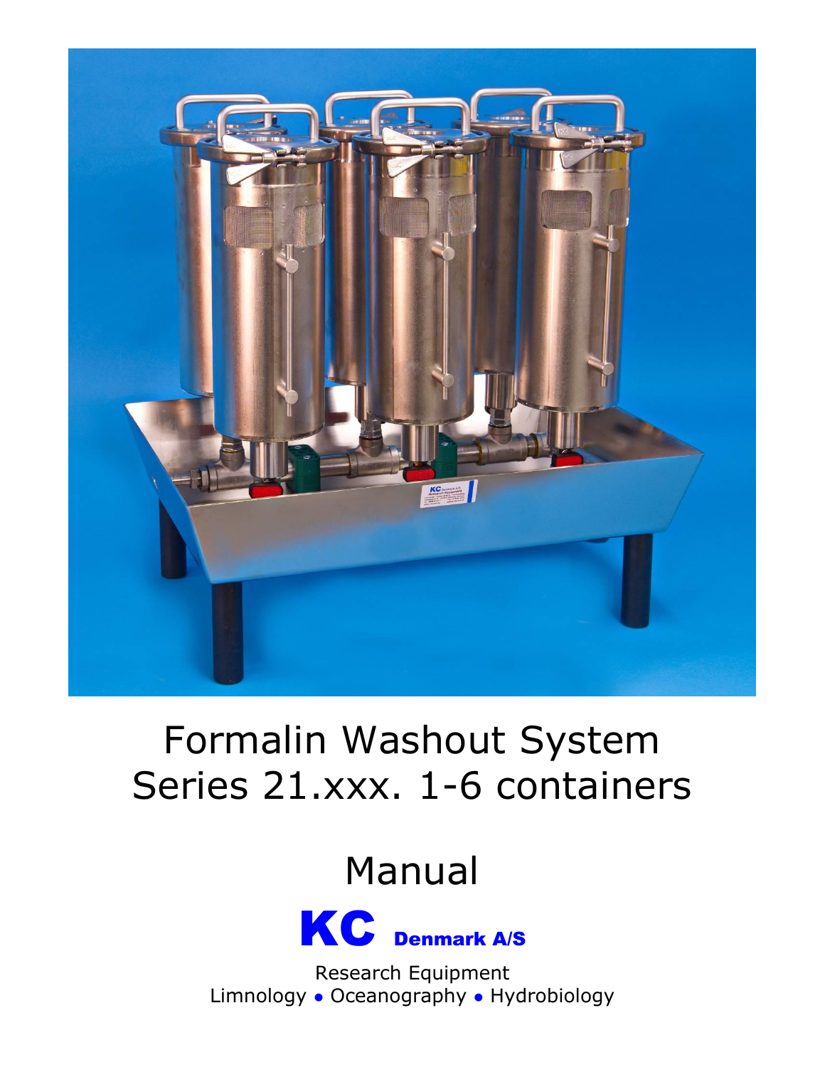# Formalin Washout System
# Series 21.xxx. 1-6 containers

## Manual

**KC Denmark A/S**

Research Equipment
Limnology • Oceanography • Hydrobiology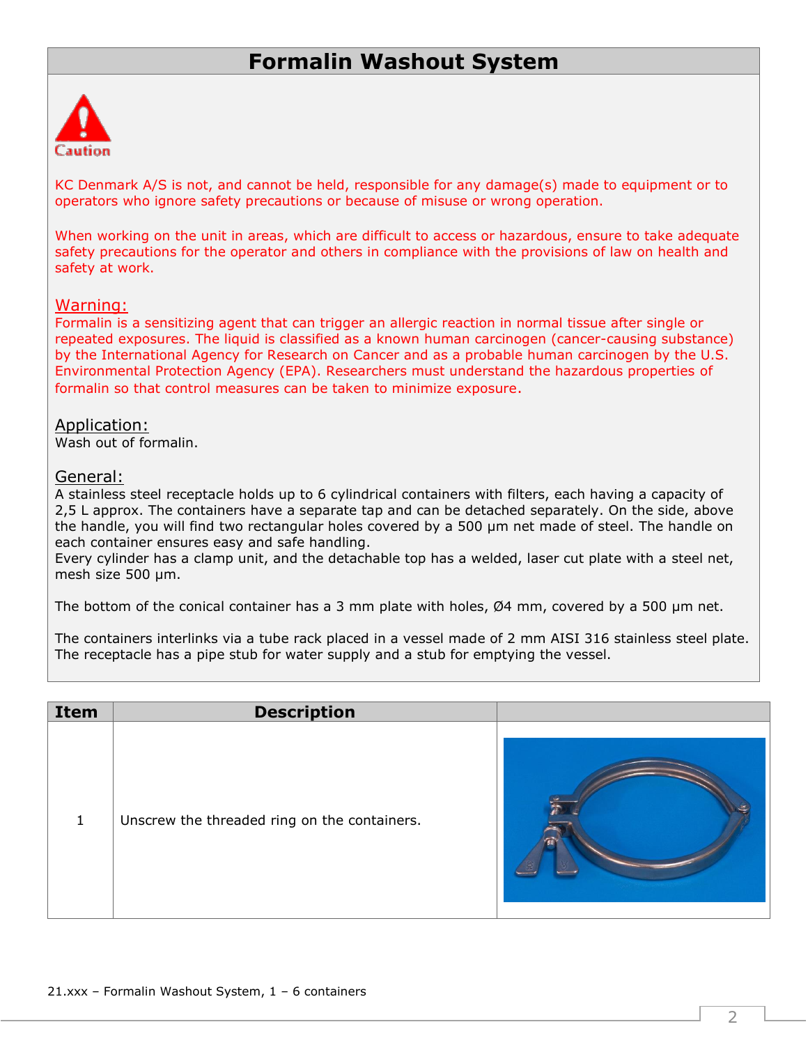# Formalin Washout System

Caution

KC Denmark A/S is not, and cannot be held, responsible for any damage(s) made to equipment or to operators who ignore safety precautions or because of misuse or wrong operation.

When working on the unit in areas, which are difficult to access or hazardous, ensure to take adequate safety precautions for the operator and others in compliance with the provisions of law on health and safety at work.

## Warning:

Formalin is a sensitizing agent that can trigger an allergic reaction in normal tissue after single or repeated exposures. The liquid is classified as a known human carcinogen (cancer-causing substance) by the International Agency for Research on Cancer and as a probable human carcinogen by the U.S. Environmental Protection Agency (EPA). Researchers must understand the hazardous properties of formalin so that control measures can be taken to minimize exposure.

## Application:

Wash out of formalin.

## General:

A stainless steel receptacle holds up to 6 cylindrical containers with filters, each having a capacity of 2,5 L approx. The containers have a separate tap and can be detached separately. On the side, above the handle, you will find two rectangular holes covered by a 500 µm net made of steel. The handle on each container ensures easy and safe handling.
Every cylinder has a clamp unit, and the detachable top has a welded, laser cut plate with a steel net, mesh size 500 µm.

The bottom of the conical container has a 3 mm plate with holes, Ø4 mm, covered by a 500 µm net.

The containers interlinks via a tube rack placed in a vessel made of 2 mm AISI 316 stainless steel plate. The receptacle has a pipe stub for water supply and a stub for emptying the vessel.

| Item | Description | |
|---|---|---|
| 1 | Unscrew the threaded ring on the containers. | |

21.xxx – Formalin Washout System, 1 – 6 containers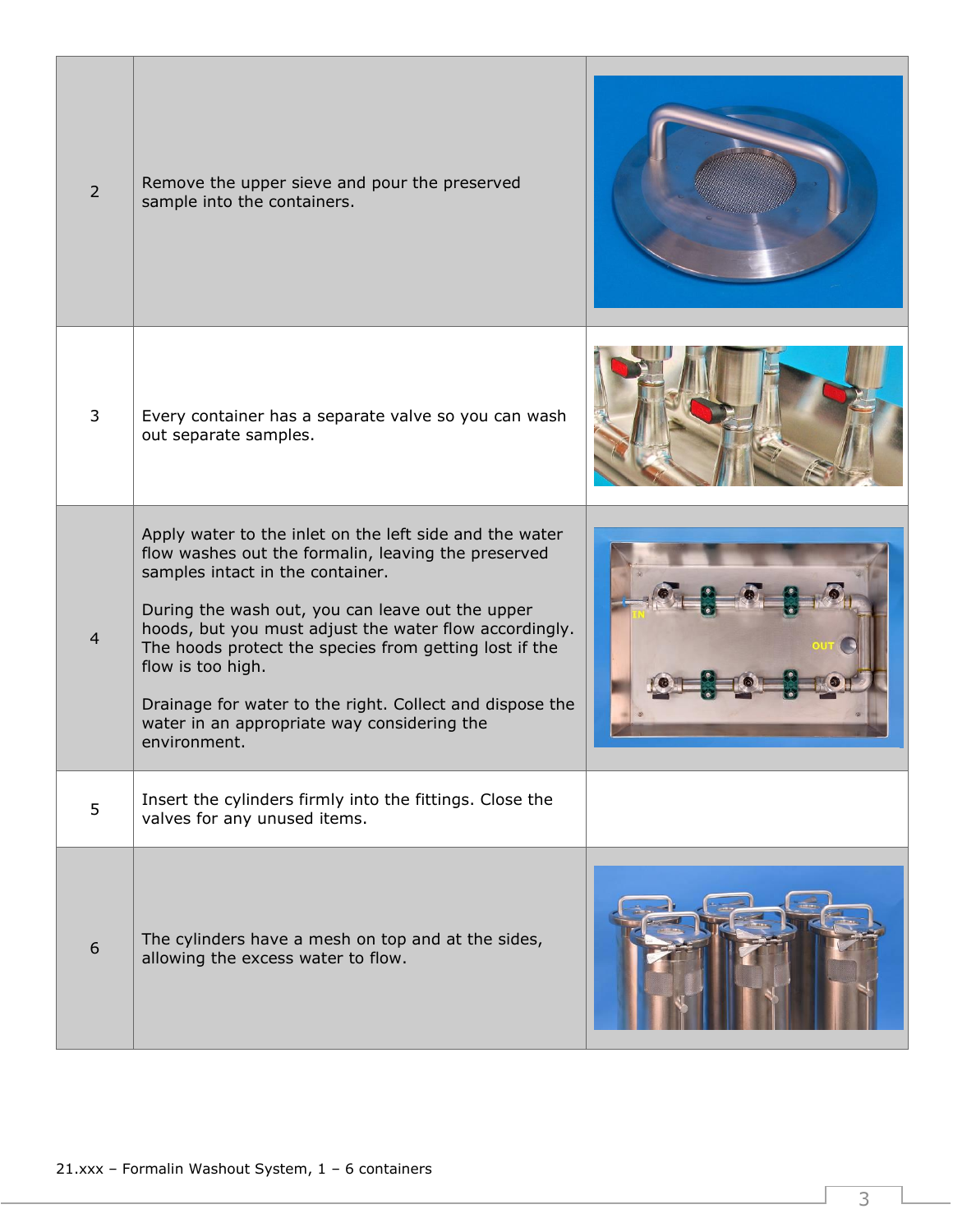| | | |
|---|---|---|
| 2 | Remove the upper sieve and pour the preserved sample into the containers. | |
| 3 | Every container has a separate valve so you can wash out separate samples. | |
| 4 | Apply water to the inlet on the left side and the water flow washes out the formalin, leaving the preserved samples intact in the container.<br><br>During the wash out, you can leave out the upper hoods, but you must adjust the water flow accordingly. The hoods protect the species from getting lost if the flow is too high.<br><br>Drainage for water to the right. Collect and dispose the water in an appropriate way considering the environment. | |
| 5 | Insert the cylinders firmly into the fittings. Close the valves for any unused items. | |
| 6 | The cylinders have a mesh on top and at the sides, allowing the excess water to flow. | |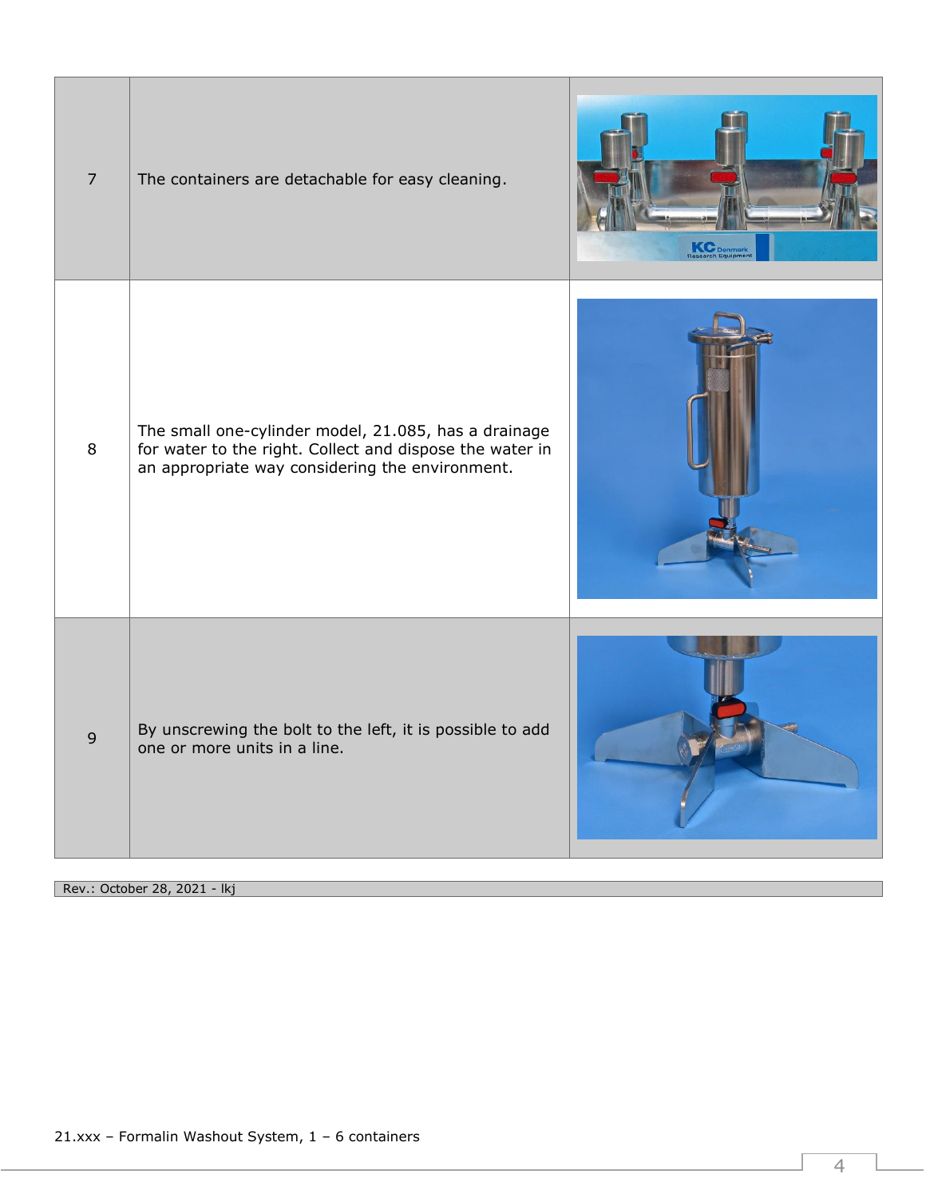| | | |
|---|---|---|
| 7 | The containers are detachable for easy cleaning. | |
| 8 | The small one-cylinder model, 21.085, has a drainage for water to the right. Collect and dispose the water in an appropriate way considering the environment. | |
| 9 | By unscrewing the bolt to the left, it is possible to add one or more units in a line. | |

Rev.: October 28, 2021 - lkj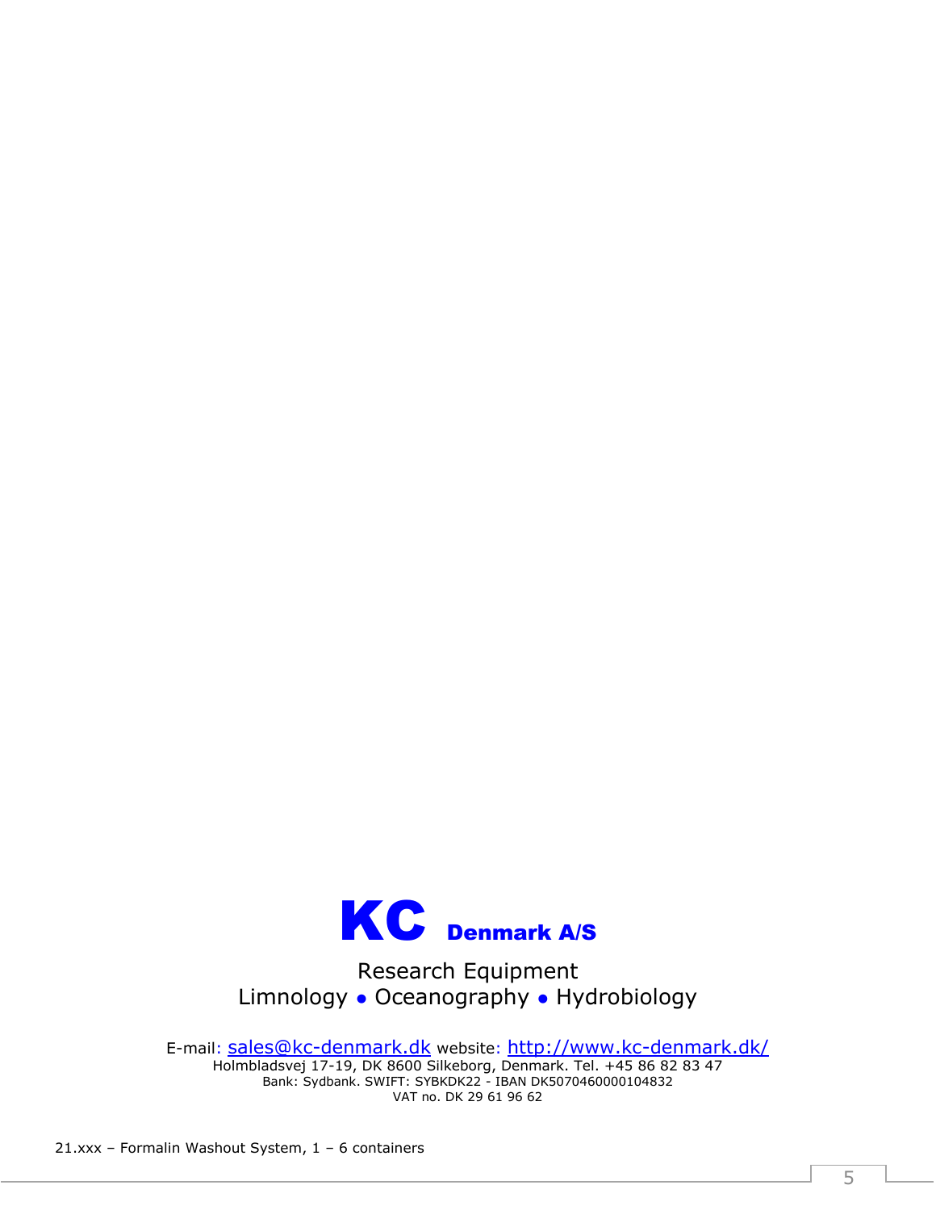**KC Denmark A/S**

Research Equipment

Limnology • Oceanography • Hydrobiology

E-mail: sales@kc-denmark.dk website: http://www.kc-denmark.dk/

Holmbladsvej 17-19, DK 8600 Silkeborg, Denmark. Tel. +45 86 82 83 47

Bank: Sydbank. SWIFT: SYBKDK22 - IBAN DK5070460000104832

VAT no. DK 29 61 96 62